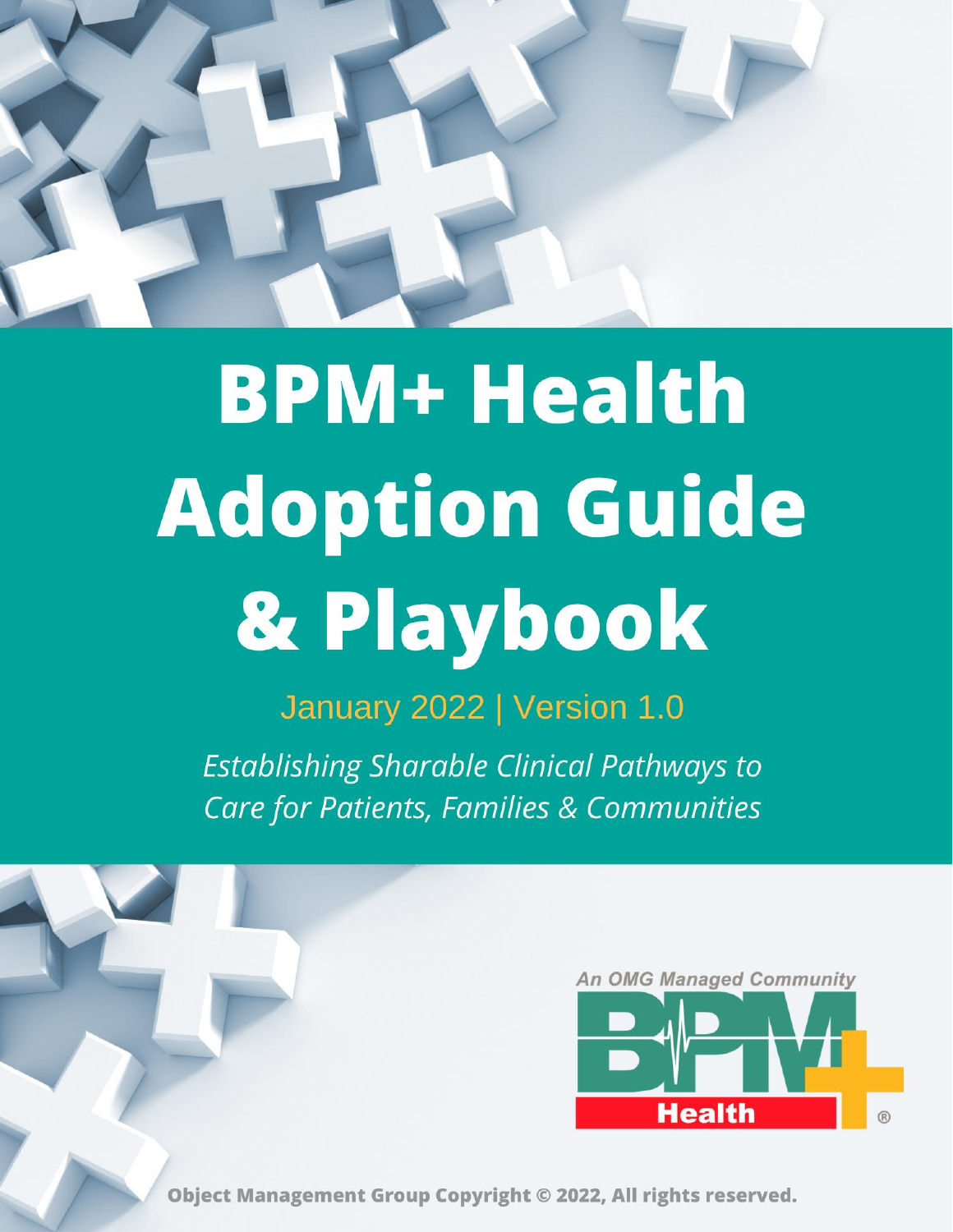# BPM+ Health Adoption Guide & Playbook

January 2022 | Version 1.0

*Establishing Sharable Clinical Pathways to Care for Patients, Families & Communities*

An OMG Managed Community

BPM+ Health ®

**Object Management Group Copyright © 2022, All rights reserved.**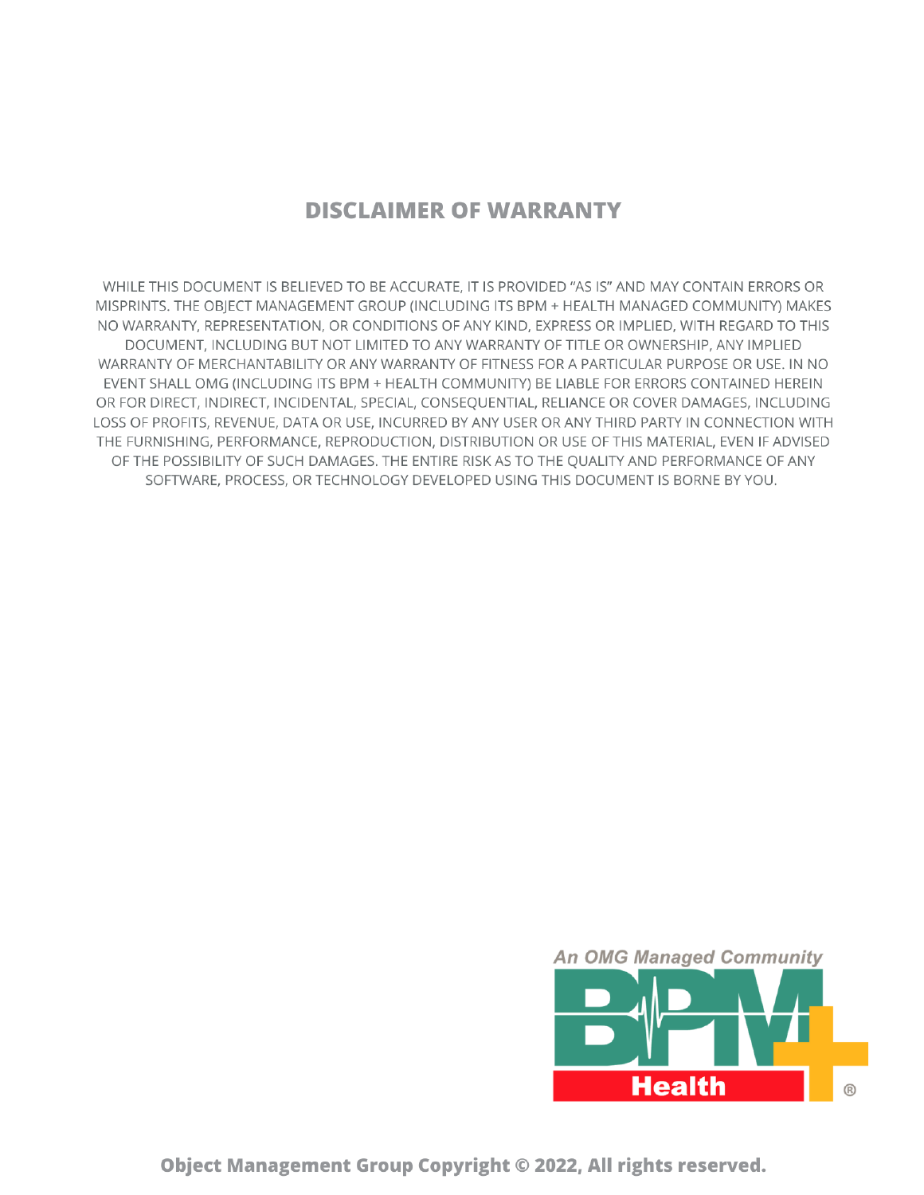## DISCLAIMER OF WARRANTY

WHILE THIS DOCUMENT IS BELIEVED TO BE ACCURATE, IT IS PROVIDED "AS IS" AND MAY CONTAIN ERRORS OR MISPRINTS. THE OBJECT MANAGEMENT GROUP (INCLUDING ITS BPM + HEALTH MANAGED COMMUNITY) MAKES NO WARRANTY, REPRESENTATION, OR CONDITIONS OF ANY KIND, EXPRESS OR IMPLIED, WITH REGARD TO THIS DOCUMENT, INCLUDING BUT NOT LIMITED TO ANY WARRANTY OF TITLE OR OWNERSHIP, ANY IMPLIED WARRANTY OF MERCHANTABILITY OR ANY WARRANTY OF FITNESS FOR A PARTICULAR PURPOSE OR USE. IN NO EVENT SHALL OMG (INCLUDING ITS BPM + HEALTH COMMUNITY) BE LIABLE FOR ERRORS CONTAINED HEREIN OR FOR DIRECT, INDIRECT, INCIDENTAL, SPECIAL, CONSEQUENTIAL, RELIANCE OR COVER DAMAGES, INCLUDING LOSS OF PROFITS, REVENUE, DATA OR USE, INCURRED BY ANY USER OR ANY THIRD PARTY IN CONNECTION WITH THE FURNISHING, PERFORMANCE, REPRODUCTION, DISTRIBUTION OR USE OF THIS MATERIAL, EVEN IF ADVISED OF THE POSSIBILITY OF SUCH DAMAGES. THE ENTIRE RISK AS TO THE QUALITY AND PERFORMANCE OF ANY SOFTWARE, PROCESS, OR TECHNOLOGY DEVELOPED USING THIS DOCUMENT IS BORNE BY YOU.

An OMG Managed Community

BPM+ Health ®

**Object Management Group Copyright © 2022, All rights reserved.**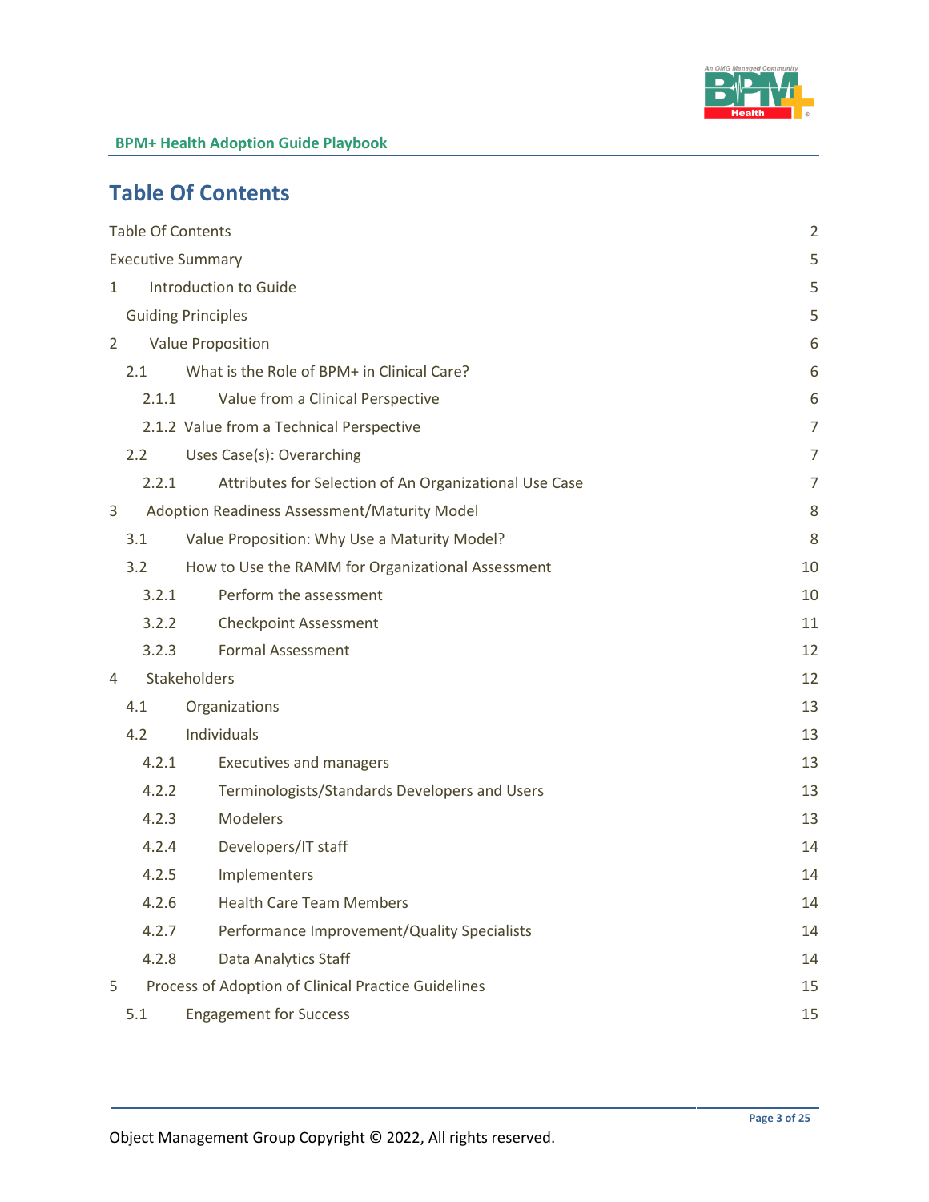# Table Of Contents

| | |
|---|---|
| Table Of Contents | 2 |
| Executive Summary | 5 |
| 1 Introduction to Guide | 5 |
| Guiding Principles | 5 |
| 2 Value Proposition | 6 |
| 2.1 What is the Role of BPM+ in Clinical Care? | 6 |
| 2.1.1 Value from a Clinical Perspective | 6 |
| 2.1.2 Value from a Technical Perspective | 7 |
| 2.2 Uses Case(s): Overarching | 7 |
| 2.2.1 Attributes for Selection of An Organizational Use Case | 7 |
| 3 Adoption Readiness Assessment/Maturity Model | 8 |
| 3.1 Value Proposition: Why Use a Maturity Model? | 8 |
| 3.2 How to Use the RAMM for Organizational Assessment | 10 |
| 3.2.1 Perform the assessment | 10 |
| 3.2.2 Checkpoint Assessment | 11 |
| 3.2.3 Formal Assessment | 12 |
| 4 Stakeholders | 12 |
| 4.1 Organizations | 13 |
| 4.2 Individuals | 13 |
| 4.2.1 Executives and managers | 13 |
| 4.2.2 Terminologists/Standards Developers and Users | 13 |
| 4.2.3 Modelers | 13 |
| 4.2.4 Developers/IT staff | 14 |
| 4.2.5 Implementers | 14 |
| 4.2.6 Health Care Team Members | 14 |
| 4.2.7 Performance Improvement/Quality Specialists | 14 |
| 4.2.8 Data Analytics Staff | 14 |
| 5 Process of Adoption of Clinical Practice Guidelines | 15 |
| 5.1 Engagement for Success | 15 |

Object Management Group Copyright © 2022, All rights reserved.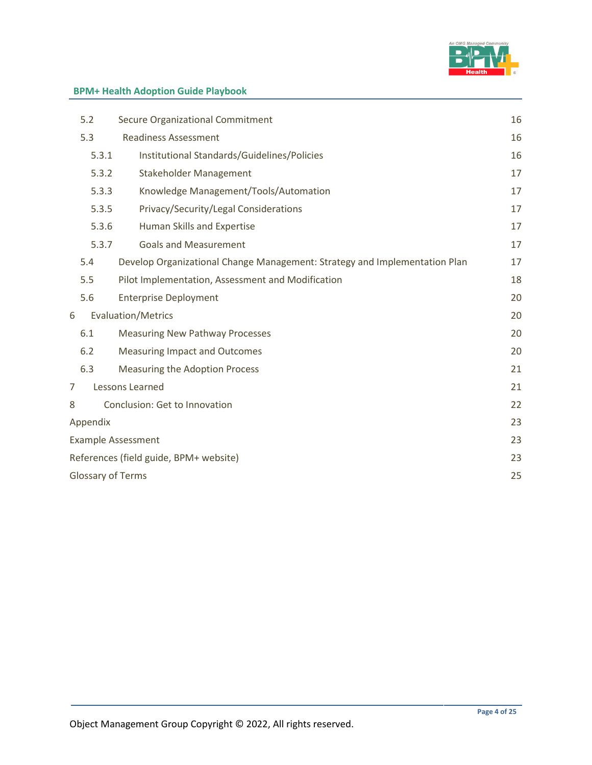| | | |
|---|---|---|
| 5.2 | Secure Organizational Commitment | 16 |
| 5.3 | Readiness Assessment | 16 |
| 5.3.1 | Institutional Standards/Guidelines/Policies | 16 |
| 5.3.2 | Stakeholder Management | 17 |
| 5.3.3 | Knowledge Management/Tools/Automation | 17 |
| 5.3.5 | Privacy/Security/Legal Considerations | 17 |
| 5.3.6 | Human Skills and Expertise | 17 |
| 5.3.7 | Goals and Measurement | 17 |
| 5.4 | Develop Organizational Change Management: Strategy and Implementation Plan | 17 |
| 5.5 | Pilot Implementation, Assessment and Modification | 18 |
| 5.6 | Enterprise Deployment | 20 |
| 6 | Evaluation/Metrics | 20 |
| 6.1 | Measuring New Pathway Processes | 20 |
| 6.2 | Measuring Impact and Outcomes | 20 |
| 6.3 | Measuring the Adoption Process | 21 |
| 7 | Lessons Learned | 21 |
| 8 | Conclusion: Get to Innovation | 22 |
| Appendix | | 23 |
| Example Assessment | | 23 |
| References (field guide, BPM+ website) | | 23 |
| Glossary of Terms | | 25 |

Object Management Group Copyright © 2022, All rights reserved.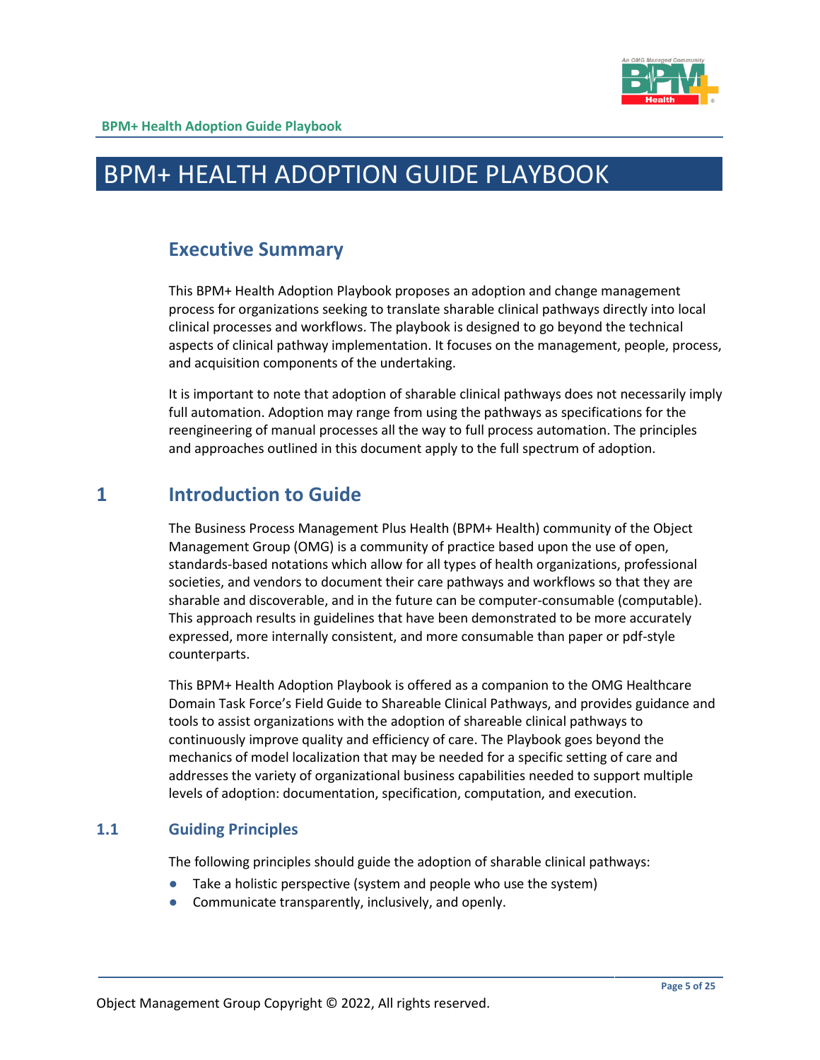# BPM+ HEALTH ADOPTION GUIDE PLAYBOOK

## Executive Summary

This BPM+ Health Adoption Playbook proposes an adoption and change management process for organizations seeking to translate sharable clinical pathways directly into local clinical processes and workflows. The playbook is designed to go beyond the technical aspects of clinical pathway implementation. It focuses on the management, people, process, and acquisition components of the undertaking.

It is important to note that adoption of sharable clinical pathways does not necessarily imply full automation. Adoption may range from using the pathways as specifications for the reengineering of manual processes all the way to full process automation. The principles and approaches outlined in this document apply to the full spectrum of adoption.

## 1 Introduction to Guide

The Business Process Management Plus Health (BPM+ Health) community of the Object Management Group (OMG) is a community of practice based upon the use of open, standards-based notations which allow for all types of health organizations, professional societies, and vendors to document their care pathways and workflows so that they are sharable and discoverable, and in the future can be computer-consumable (computable). This approach results in guidelines that have been demonstrated to be more accurately expressed, more internally consistent, and more consumable than paper or pdf-style counterparts.

This BPM+ Health Adoption Playbook is offered as a companion to the OMG Healthcare Domain Task Force's Field Guide to Shareable Clinical Pathways, and provides guidance and tools to assist organizations with the adoption of shareable clinical pathways to continuously improve quality and efficiency of care. The Playbook goes beyond the mechanics of model localization that may be needed for a specific setting of care and addresses the variety of organizational business capabilities needed to support multiple levels of adoption: documentation, specification, computation, and execution.

### 1.1 Guiding Principles

The following principles should guide the adoption of sharable clinical pathways:

- Take a holistic perspective (system and people who use the system)
- Communicate transparently, inclusively, and openly.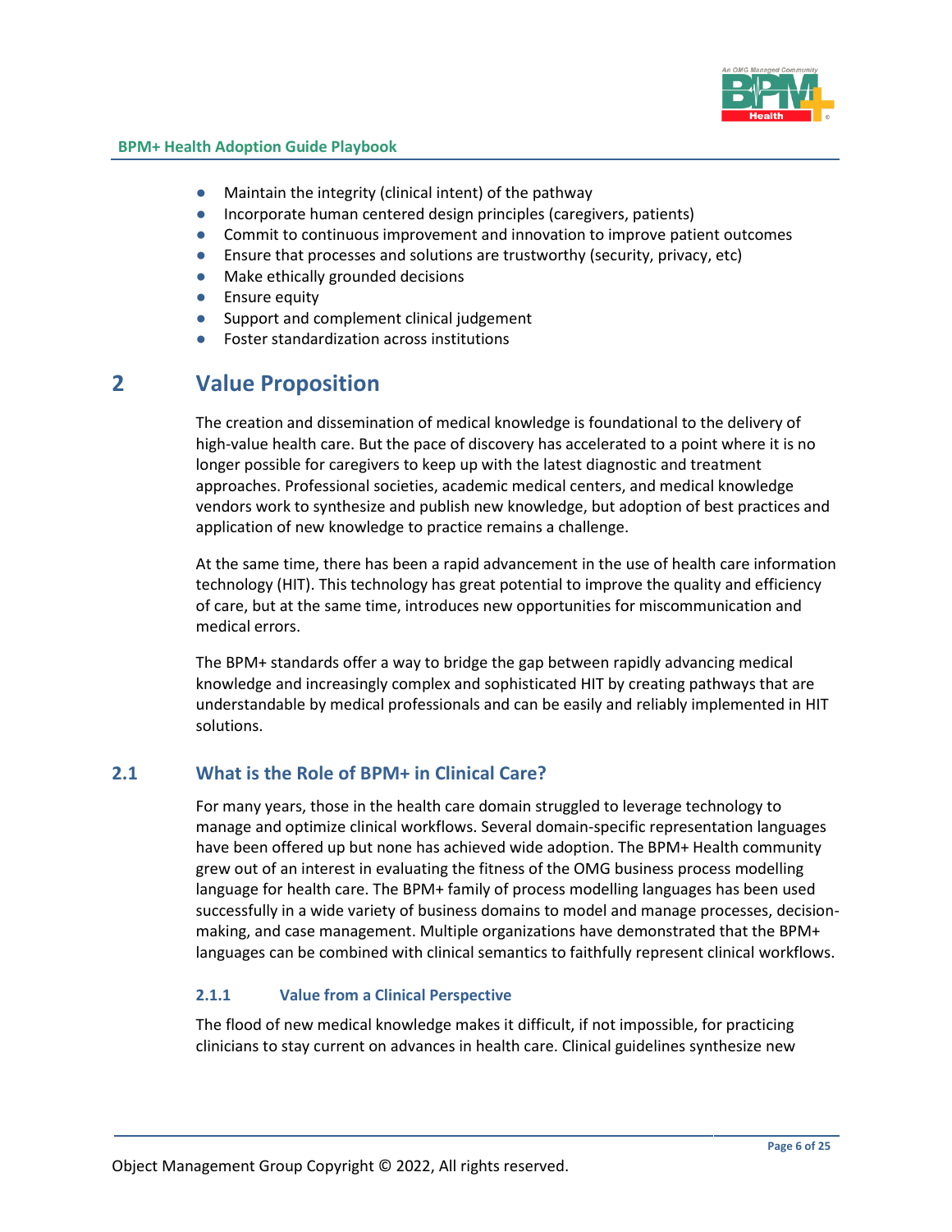- Maintain the integrity (clinical intent) of the pathway
- Incorporate human centered design principles (caregivers, patients)
- Commit to continuous improvement and innovation to improve patient outcomes
- Ensure that processes and solutions are trustworthy (security, privacy, etc)
- Make ethically grounded decisions
- Ensure equity
- Support and complement clinical judgement
- Foster standardization across institutions

# 2 Value Proposition

The creation and dissemination of medical knowledge is foundational to the delivery of high-value health care. But the pace of discovery has accelerated to a point where it is no longer possible for caregivers to keep up with the latest diagnostic and treatment approaches. Professional societies, academic medical centers, and medical knowledge vendors work to synthesize and publish new knowledge, but adoption of best practices and application of new knowledge to practice remains a challenge.

At the same time, there has been a rapid advancement in the use of health care information technology (HIT). This technology has great potential to improve the quality and efficiency of care, but at the same time, introduces new opportunities for miscommunication and medical errors.

The BPM+ standards offer a way to bridge the gap between rapidly advancing medical knowledge and increasingly complex and sophisticated HIT by creating pathways that are understandable by medical professionals and can be easily and reliably implemented in HIT solutions.

## 2.1 What is the Role of BPM+ in Clinical Care?

For many years, those in the health care domain struggled to leverage technology to manage and optimize clinical workflows. Several domain-specific representation languages have been offered up but none has achieved wide adoption. The BPM+ Health community grew out of an interest in evaluating the fitness of the OMG business process modelling language for health care. The BPM+ family of process modelling languages has been used successfully in a wide variety of business domains to model and manage processes, decision-making, and case management. Multiple organizations have demonstrated that the BPM+ languages can be combined with clinical semantics to faithfully represent clinical workflows.

### 2.1.1 Value from a Clinical Perspective

The flood of new medical knowledge makes it difficult, if not impossible, for practicing clinicians to stay current on advances in health care. Clinical guidelines synthesize new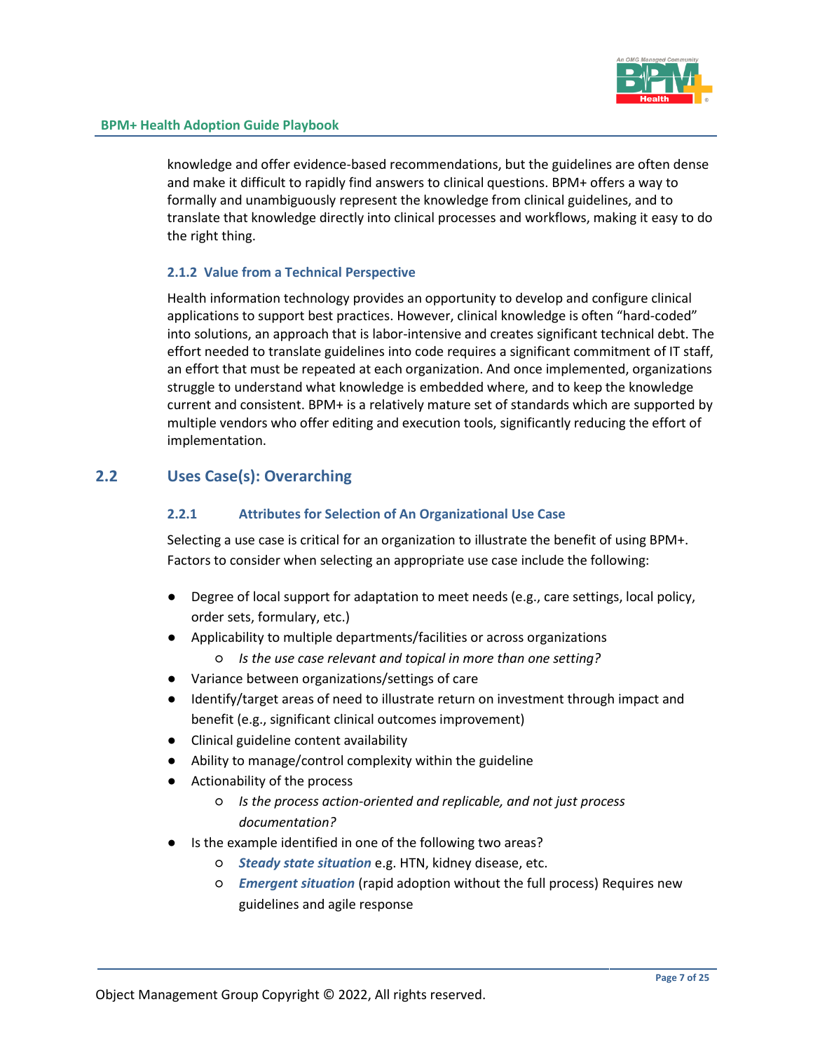knowledge and offer evidence-based recommendations, but the guidelines are often dense and make it difficult to rapidly find answers to clinical questions. BPM+ offers a way to formally and unambiguously represent the knowledge from clinical guidelines, and to translate that knowledge directly into clinical processes and workflows, making it easy to do the right thing.

### 2.1.2 Value from a Technical Perspective

Health information technology provides an opportunity to develop and configure clinical applications to support best practices. However, clinical knowledge is often "hard-coded" into solutions, an approach that is labor-intensive and creates significant technical debt. The effort needed to translate guidelines into code requires a significant commitment of IT staff, an effort that must be repeated at each organization. And once implemented, organizations struggle to understand what knowledge is embedded where, and to keep the knowledge current and consistent. BPM+ is a relatively mature set of standards which are supported by multiple vendors who offer editing and execution tools, significantly reducing the effort of implementation.

## 2.2 Uses Case(s): Overarching

### 2.2.1 Attributes for Selection of An Organizational Use Case

Selecting a use case is critical for an organization to illustrate the benefit of using BPM+. Factors to consider when selecting an appropriate use case include the following:

- Degree of local support for adaptation to meet needs (e.g., care settings, local policy, order sets, formulary, etc.)
- Applicability to multiple departments/facilities or across organizations
  - *Is the use case relevant and topical in more than one setting?*
- Variance between organizations/settings of care
- Identify/target areas of need to illustrate return on investment through impact and benefit (e.g., significant clinical outcomes improvement)
- Clinical guideline content availability
- Ability to manage/control complexity within the guideline
- Actionability of the process
  - *Is the process action-oriented and replicable, and not just process documentation?*
- Is the example identified in one of the following two areas?
  - ***Steady state situation*** e.g. HTN, kidney disease, etc.
  - ***Emergent situation*** (rapid adoption without the full process) Requires new guidelines and agile response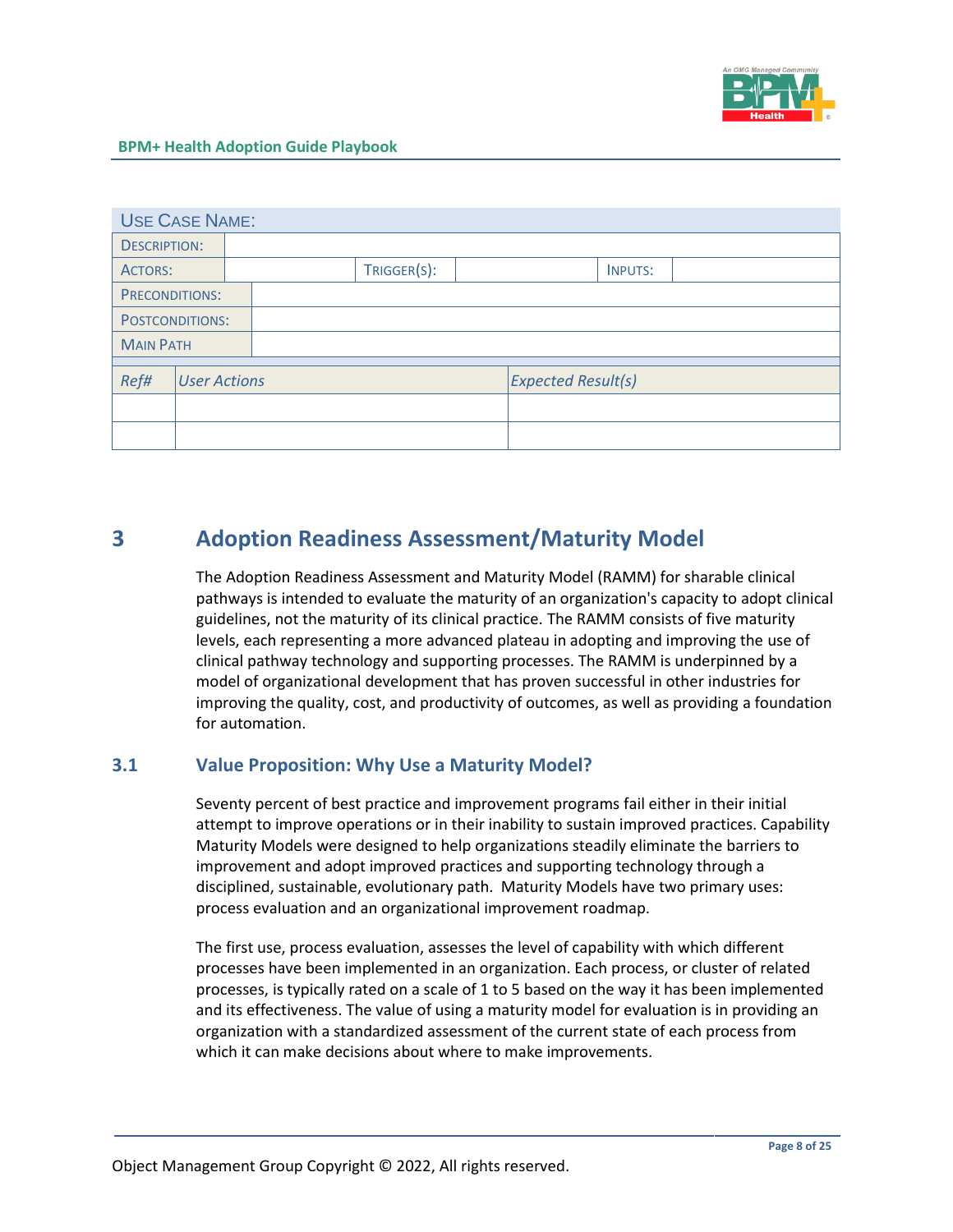| USE CASE NAME: | | | | | |
|---|---|---|---|---|---|
| DESCRIPTION: | | | | | |
| ACTORS: | | TRIGGER(S): | | INPUTS: | |
| PRECONDITIONS: | | | | | |
| POSTCONDITIONS: | | | | | |
| MAIN PATH | | | | | |

| *Ref#* | *User Actions* | *Expected Result(s)* |
|---|---|---|
| | | |
| | | |

# 3 Adoption Readiness Assessment/Maturity Model

The Adoption Readiness Assessment and Maturity Model (RAMM) for sharable clinical pathways is intended to evaluate the maturity of an organization's capacity to adopt clinical guidelines, not the maturity of its clinical practice. The RAMM consists of five maturity levels, each representing a more advanced plateau in adopting and improving the use of clinical pathway technology and supporting processes. The RAMM is underpinned by a model of organizational development that has proven successful in other industries for improving the quality, cost, and productivity of outcomes, as well as providing a foundation for automation.

## 3.1 Value Proposition: Why Use a Maturity Model?

Seventy percent of best practice and improvement programs fail either in their initial attempt to improve operations or in their inability to sustain improved practices. Capability Maturity Models were designed to help organizations steadily eliminate the barriers to improvement and adopt improved practices and supporting technology through a disciplined, sustainable, evolutionary path. Maturity Models have two primary uses: process evaluation and an organizational improvement roadmap.

The first use, process evaluation, assesses the level of capability with which different processes have been implemented in an organization. Each process, or cluster of related processes, is typically rated on a scale of 1 to 5 based on the way it has been implemented and its effectiveness. The value of using a maturity model for evaluation is in providing an organization with a standardized assessment of the current state of each process from which it can make decisions about where to make improvements.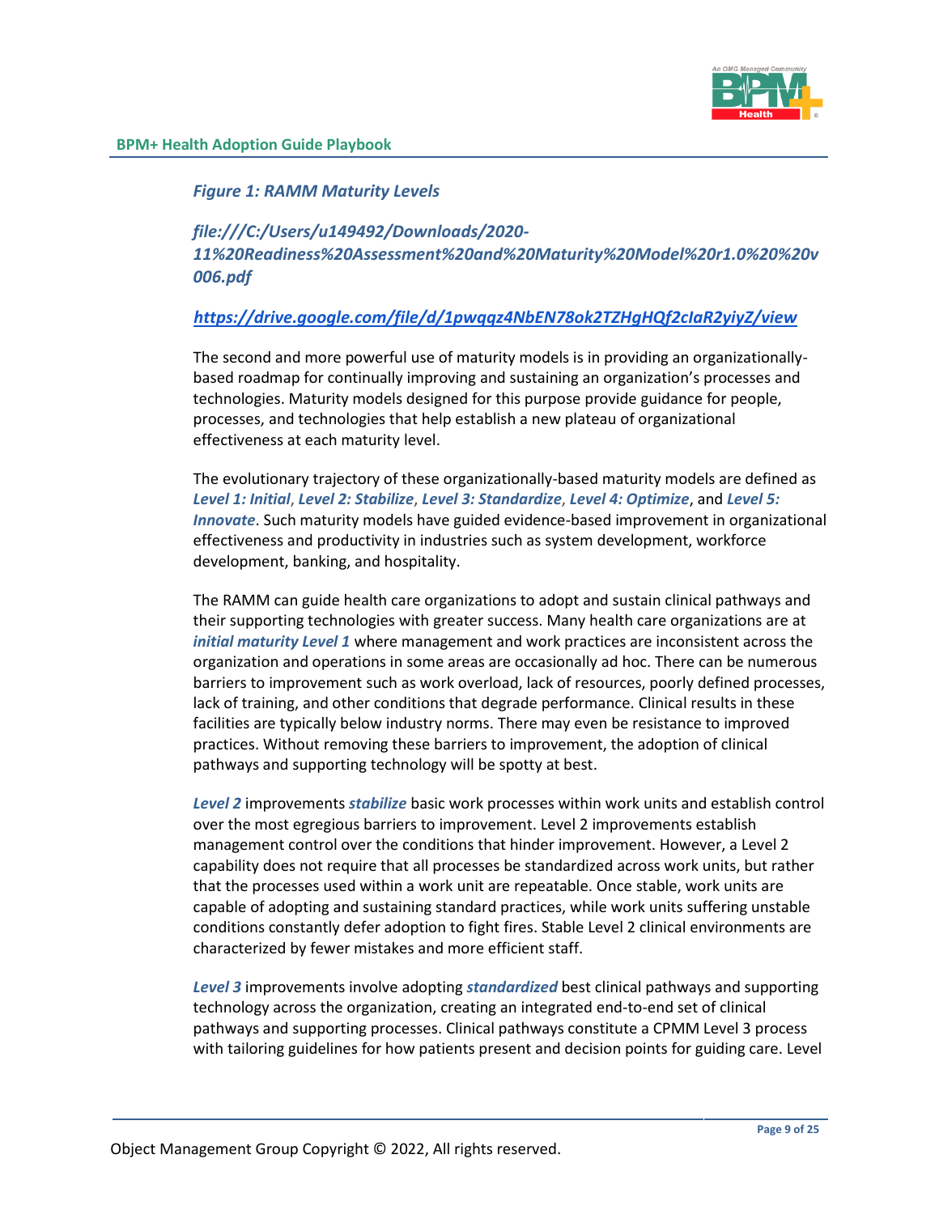*Figure 1: RAMM Maturity Levels*

*file:///C:/Users/u149492/Downloads/2020-11%20Readiness%20Assessment%20and%20Maturity%20Model%20r1.0%20%20v006.pdf*

*https://drive.google.com/file/d/1pwqqz4NbEN78ok2TZHgHQf2cIaR2yiyZ/view*

The second and more powerful use of maturity models is in providing an organizationally-based roadmap for continually improving and sustaining an organization's processes and technologies. Maturity models designed for this purpose provide guidance for people, processes, and technologies that help establish a new plateau of organizational effectiveness at each maturity level.

The evolutionary trajectory of these organizationally-based maturity models are defined as ***Level 1: Initial***, ***Level 2: Stabilize***, ***Level 3: Standardize***, ***Level 4: Optimize***, and ***Level 5: Innovate***. Such maturity models have guided evidence-based improvement in organizational effectiveness and productivity in industries such as system development, workforce development, banking, and hospitality.

The RAMM can guide health care organizations to adopt and sustain clinical pathways and their supporting technologies with greater success. Many health care organizations are at ***initial maturity Level 1*** where management and work practices are inconsistent across the organization and operations in some areas are occasionally ad hoc. There can be numerous barriers to improvement such as work overload, lack of resources, poorly defined processes, lack of training, and other conditions that degrade performance. Clinical results in these facilities are typically below industry norms. There may even be resistance to improved practices. Without removing these barriers to improvement, the adoption of clinical pathways and supporting technology will be spotty at best.

***Level 2*** improvements ***stabilize*** basic work processes within work units and establish control over the most egregious barriers to improvement. Level 2 improvements establish management control over the conditions that hinder improvement. However, a Level 2 capability does not require that all processes be standardized across work units, but rather that the processes used within a work unit are repeatable. Once stable, work units are capable of adopting and sustaining standard practices, while work units suffering unstable conditions constantly defer adoption to fight fires. Stable Level 2 clinical environments are characterized by fewer mistakes and more efficient staff.

***Level 3*** improvements involve adopting ***standardized*** best clinical pathways and supporting technology across the organization, creating an integrated end-to-end set of clinical pathways and supporting processes. Clinical pathways constitute a CPMM Level 3 process with tailoring guidelines for how patients present and decision points for guiding care. Level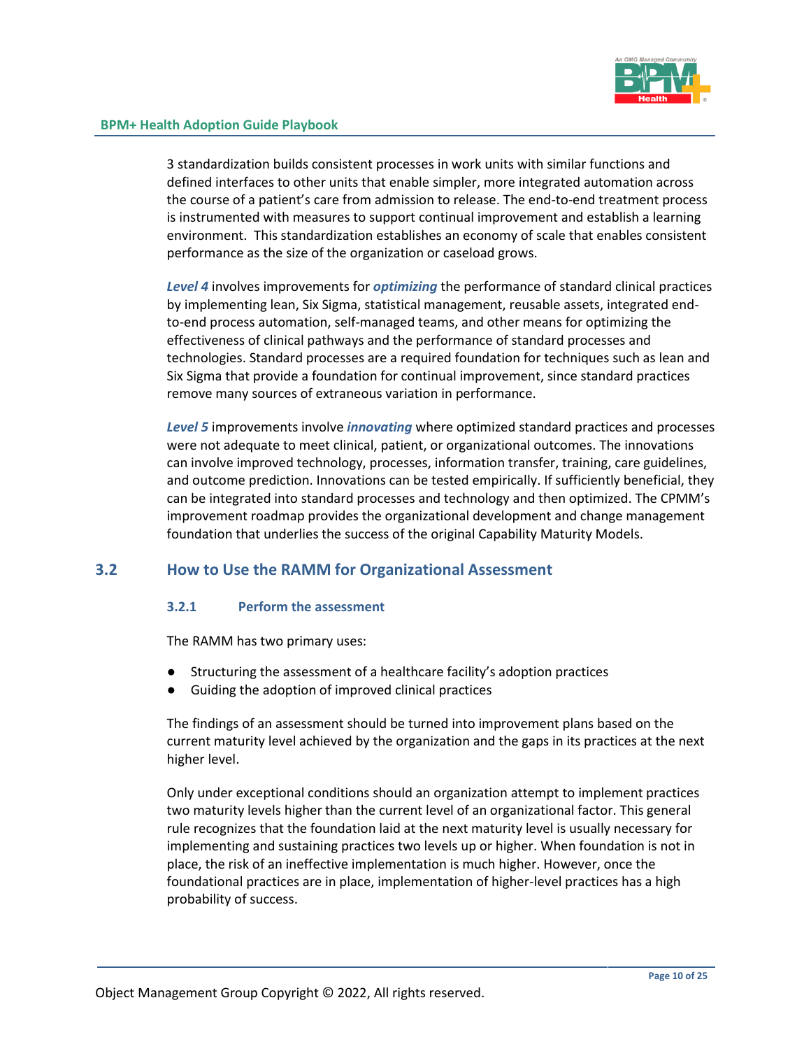3 standardization builds consistent processes in work units with similar functions and defined interfaces to other units that enable simpler, more integrated automation across the course of a patient's care from admission to release. The end-to-end treatment process is instrumented with measures to support continual improvement and establish a learning environment. This standardization establishes an economy of scale that enables consistent performance as the size of the organization or caseload grows.

***Level 4*** involves improvements for ***optimizing*** the performance of standard clinical practices by implementing lean, Six Sigma, statistical management, reusable assets, integrated end-to-end process automation, self-managed teams, and other means for optimizing the effectiveness of clinical pathways and the performance of standard processes and technologies. Standard processes are a required foundation for techniques such as lean and Six Sigma that provide a foundation for continual improvement, since standard practices remove many sources of extraneous variation in performance.

***Level 5*** improvements involve ***innovating*** where optimized standard practices and processes were not adequate to meet clinical, patient, or organizational outcomes. The innovations can involve improved technology, processes, information transfer, training, care guidelines, and outcome prediction. Innovations can be tested empirically. If sufficiently beneficial, they can be integrated into standard processes and technology and then optimized. The CPMM's improvement roadmap provides the organizational development and change management foundation that underlies the success of the original Capability Maturity Models.

## 3.2 How to Use the RAMM for Organizational Assessment

### 3.2.1 Perform the assessment

The RAMM has two primary uses:

- Structuring the assessment of a healthcare facility's adoption practices
- Guiding the adoption of improved clinical practices

The findings of an assessment should be turned into improvement plans based on the current maturity level achieved by the organization and the gaps in its practices at the next higher level.

Only under exceptional conditions should an organization attempt to implement practices two maturity levels higher than the current level of an organizational factor. This general rule recognizes that the foundation laid at the next maturity level is usually necessary for implementing and sustaining practices two levels up or higher. When foundation is not in place, the risk of an ineffective implementation is much higher. However, once the foundational practices are in place, implementation of higher-level practices has a high probability of success.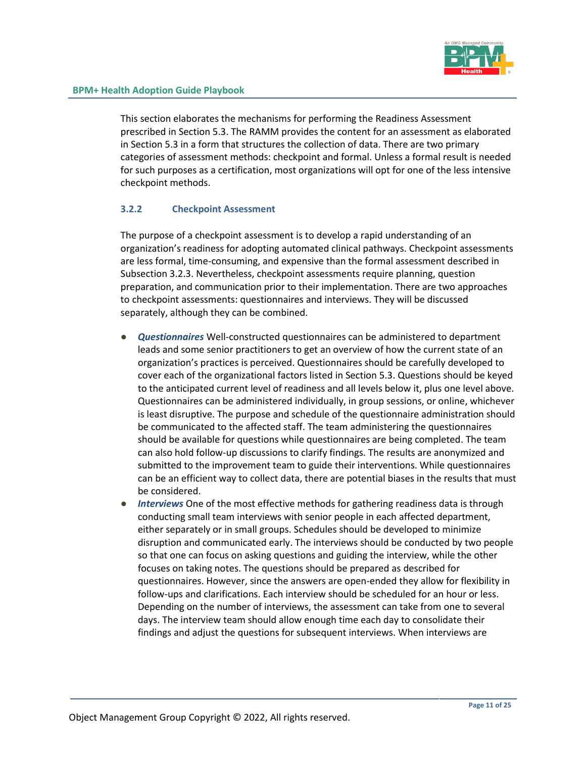This section elaborates the mechanisms for performing the Readiness Assessment prescribed in Section 5.3. The RAMM provides the content for an assessment as elaborated in Section 5.3 in a form that structures the collection of data. There are two primary categories of assessment methods: checkpoint and formal. Unless a formal result is needed for such purposes as a certification, most organizations will opt for one of the less intensive checkpoint methods.

### 3.2.2 Checkpoint Assessment

The purpose of a checkpoint assessment is to develop a rapid understanding of an organization's readiness for adopting automated clinical pathways. Checkpoint assessments are less formal, time-consuming, and expensive than the formal assessment described in Subsection 3.2.3. Nevertheless, checkpoint assessments require planning, question preparation, and communication prior to their implementation. There are two approaches to checkpoint assessments: questionnaires and interviews. They will be discussed separately, although they can be combined.

- ***Questionnaires*** Well-constructed questionnaires can be administered to department leads and some senior practitioners to get an overview of how the current state of an organization's practices is perceived. Questionnaires should be carefully developed to cover each of the organizational factors listed in Section 5.3. Questions should be keyed to the anticipated current level of readiness and all levels below it, plus one level above. Questionnaires can be administered individually, in group sessions, or online, whichever is least disruptive. The purpose and schedule of the questionnaire administration should be communicated to the affected staff. The team administering the questionnaires should be available for questions while questionnaires are being completed. The team can also hold follow-up discussions to clarify findings. The results are anonymized and submitted to the improvement team to guide their interventions. While questionnaires can be an efficient way to collect data, there are potential biases in the results that must be considered.
- ***Interviews*** One of the most effective methods for gathering readiness data is through conducting small team interviews with senior people in each affected department, either separately or in small groups. Schedules should be developed to minimize disruption and communicated early. The interviews should be conducted by two people so that one can focus on asking questions and guiding the interview, while the other focuses on taking notes. The questions should be prepared as described for questionnaires. However, since the answers are open-ended they allow for flexibility in follow-ups and clarifications. Each interview should be scheduled for an hour or less. Depending on the number of interviews, the assessment can take from one to several days. The interview team should allow enough time each day to consolidate their findings and adjust the questions for subsequent interviews. When interviews are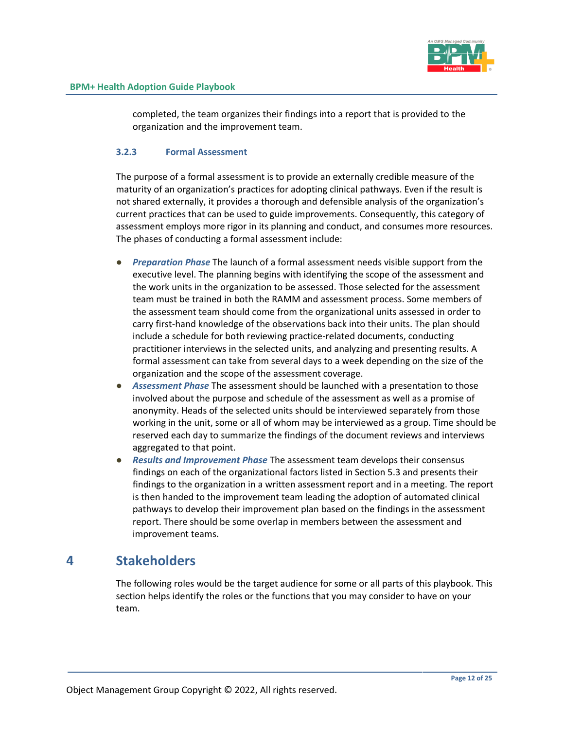completed, the team organizes their findings into a report that is provided to the organization and the improvement team.

### 3.2.3 Formal Assessment

The purpose of a formal assessment is to provide an externally credible measure of the maturity of an organization's practices for adopting clinical pathways. Even if the result is not shared externally, it provides a thorough and defensible analysis of the organization's current practices that can be used to guide improvements. Consequently, this category of assessment employs more rigor in its planning and conduct, and consumes more resources. The phases of conducting a formal assessment include:

- ***Preparation Phase*** The launch of a formal assessment needs visible support from the executive level. The planning begins with identifying the scope of the assessment and the work units in the organization to be assessed. Those selected for the assessment team must be trained in both the RAMM and assessment process. Some members of the assessment team should come from the organizational units assessed in order to carry first-hand knowledge of the observations back into their units. The plan should include a schedule for both reviewing practice-related documents, conducting practitioner interviews in the selected units, and analyzing and presenting results. A formal assessment can take from several days to a week depending on the size of the organization and the scope of the assessment coverage.
- ***Assessment Phase*** The assessment should be launched with a presentation to those involved about the purpose and schedule of the assessment as well as a promise of anonymity. Heads of the selected units should be interviewed separately from those working in the unit, some or all of whom may be interviewed as a group. Time should be reserved each day to summarize the findings of the document reviews and interviews aggregated to that point.
- ***Results and Improvement Phase*** The assessment team develops their consensus findings on each of the organizational factors listed in Section 5.3 and presents their findings to the organization in a written assessment report and in a meeting. The report is then handed to the improvement team leading the adoption of automated clinical pathways to develop their improvement plan based on the findings in the assessment report. There should be some overlap in members between the assessment and improvement teams.

# 4 Stakeholders

The following roles would be the target audience for some or all parts of this playbook. This section helps identify the roles or the functions that you may consider to have on your team.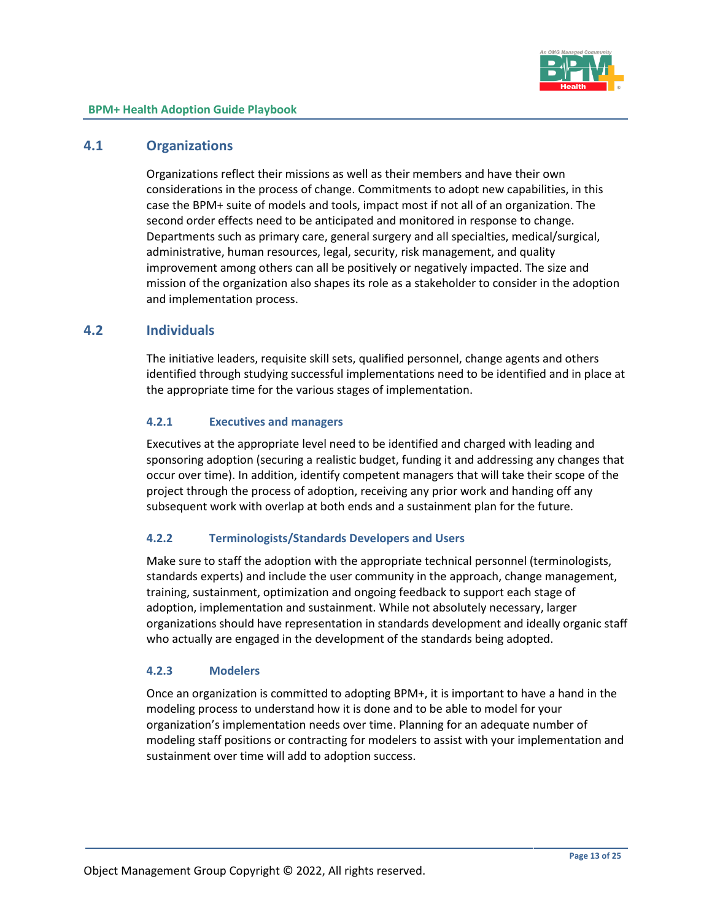## 4.1 Organizations

Organizations reflect their missions as well as their members and have their own considerations in the process of change. Commitments to adopt new capabilities, in this case the BPM+ suite of models and tools, impact most if not all of an organization. The second order effects need to be anticipated and monitored in response to change. Departments such as primary care, general surgery and all specialties, medical/surgical, administrative, human resources, legal, security, risk management, and quality improvement among others can all be positively or negatively impacted. The size and mission of the organization also shapes its role as a stakeholder to consider in the adoption and implementation process.

## 4.2 Individuals

The initiative leaders, requisite skill sets, qualified personnel, change agents and others identified through studying successful implementations need to be identified and in place at the appropriate time for the various stages of implementation.

### 4.2.1 Executives and managers

Executives at the appropriate level need to be identified and charged with leading and sponsoring adoption (securing a realistic budget, funding it and addressing any changes that occur over time). In addition, identify competent managers that will take their scope of the project through the process of adoption, receiving any prior work and handing off any subsequent work with overlap at both ends and a sustainment plan for the future.

### 4.2.2 Terminologists/Standards Developers and Users

Make sure to staff the adoption with the appropriate technical personnel (terminologists, standards experts) and include the user community in the approach, change management, training, sustainment, optimization and ongoing feedback to support each stage of adoption, implementation and sustainment. While not absolutely necessary, larger organizations should have representation in standards development and ideally organic staff who actually are engaged in the development of the standards being adopted.

### 4.2.3 Modelers

Once an organization is committed to adopting BPM+, it is important to have a hand in the modeling process to understand how it is done and to be able to model for your organization's implementation needs over time. Planning for an adequate number of modeling staff positions or contracting for modelers to assist with your implementation and sustainment over time will add to adoption success.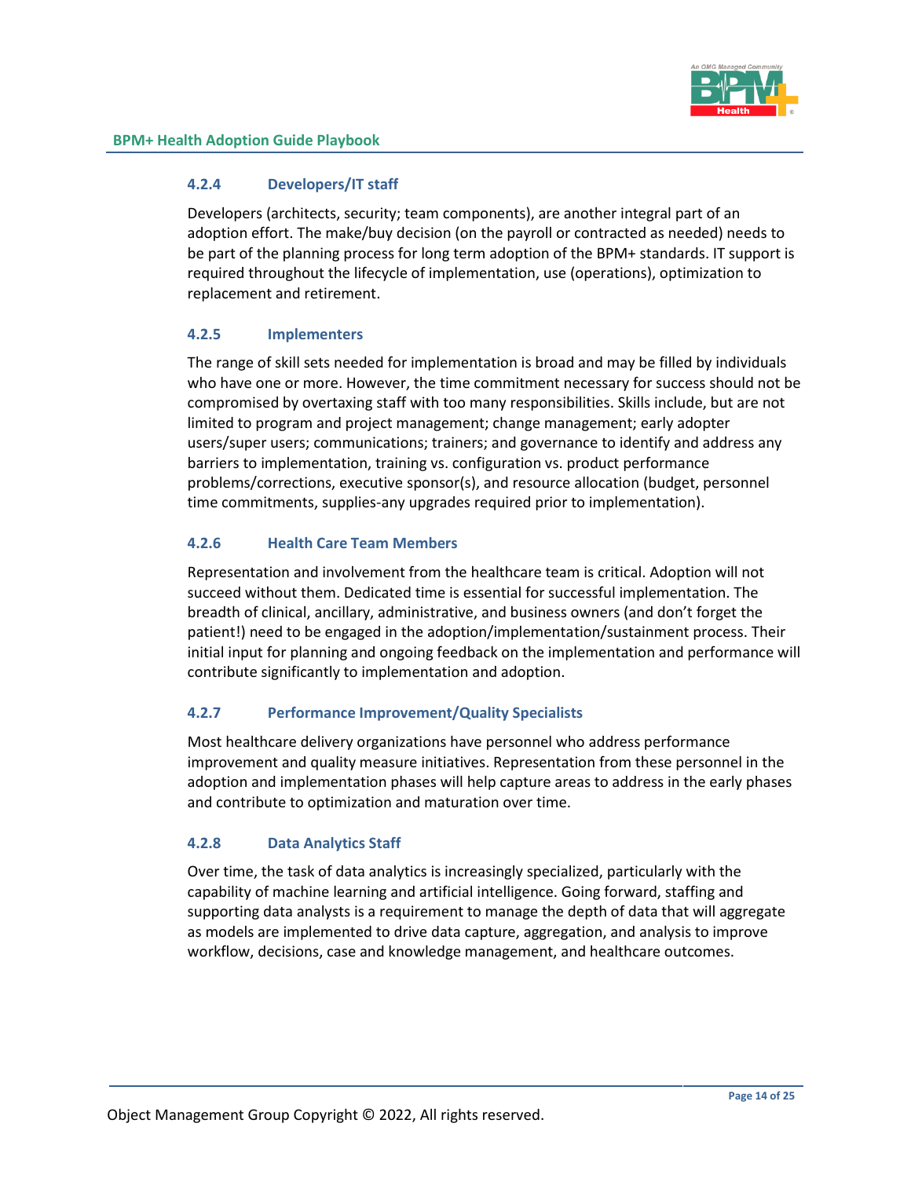#### 4.2.4 Developers/IT staff

Developers (architects, security; team components), are another integral part of an adoption effort. The make/buy decision (on the payroll or contracted as needed) needs to be part of the planning process for long term adoption of the BPM+ standards. IT support is required throughout the lifecycle of implementation, use (operations), optimization to replacement and retirement.

#### 4.2.5 Implementers

The range of skill sets needed for implementation is broad and may be filled by individuals who have one or more. However, the time commitment necessary for success should not be compromised by overtaxing staff with too many responsibilities. Skills include, but are not limited to program and project management; change management; early adopter users/super users; communications; trainers; and governance to identify and address any barriers to implementation, training vs. configuration vs. product performance problems/corrections, executive sponsor(s), and resource allocation (budget, personnel time commitments, supplies-any upgrades required prior to implementation).

#### 4.2.6 Health Care Team Members

Representation and involvement from the healthcare team is critical. Adoption will not succeed without them. Dedicated time is essential for successful implementation. The breadth of clinical, ancillary, administrative, and business owners (and don't forget the patient!) need to be engaged in the adoption/implementation/sustainment process. Their initial input for planning and ongoing feedback on the implementation and performance will contribute significantly to implementation and adoption.

#### 4.2.7 Performance Improvement/Quality Specialists

Most healthcare delivery organizations have personnel who address performance improvement and quality measure initiatives. Representation from these personnel in the adoption and implementation phases will help capture areas to address in the early phases and contribute to optimization and maturation over time.

#### 4.2.8 Data Analytics Staff

Over time, the task of data analytics is increasingly specialized, particularly with the capability of machine learning and artificial intelligence. Going forward, staffing and supporting data analysts is a requirement to manage the depth of data that will aggregate as models are implemented to drive data capture, aggregation, and analysis to improve workflow, decisions, case and knowledge management, and healthcare outcomes.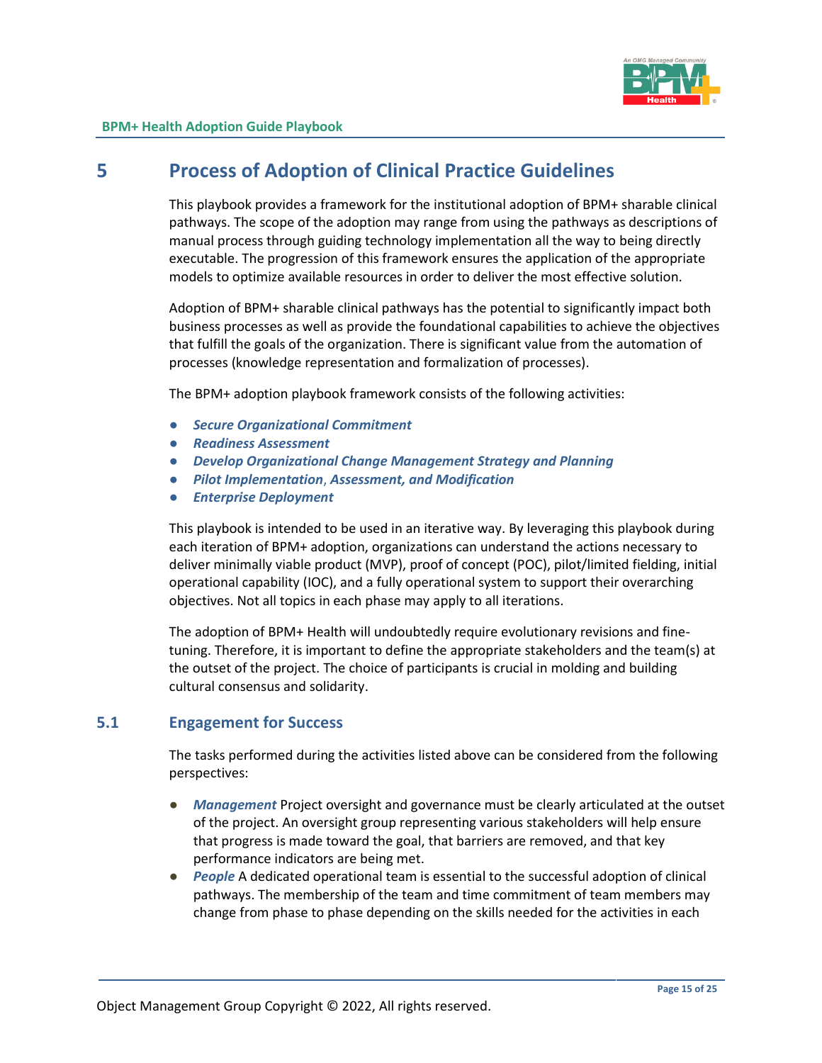# 5 Process of Adoption of Clinical Practice Guidelines

This playbook provides a framework for the institutional adoption of BPM+ sharable clinical pathways. The scope of the adoption may range from using the pathways as descriptions of manual process through guiding technology implementation all the way to being directly executable. The progression of this framework ensures the application of the appropriate models to optimize available resources in order to deliver the most effective solution.

Adoption of BPM+ sharable clinical pathways has the potential to significantly impact both business processes as well as provide the foundational capabilities to achieve the objectives that fulfill the goals of the organization. There is significant value from the automation of processes (knowledge representation and formalization of processes).

The BPM+ adoption playbook framework consists of the following activities:

- ***Secure Organizational Commitment***
- ***Readiness Assessment***
- ***Develop Organizational Change Management Strategy and Planning***
- ***Pilot Implementation*, *Assessment, and Modification***
- ***Enterprise Deployment***

This playbook is intended to be used in an iterative way. By leveraging this playbook during each iteration of BPM+ adoption, organizations can understand the actions necessary to deliver minimally viable product (MVP), proof of concept (POC), pilot/limited fielding, initial operational capability (IOC), and a fully operational system to support their overarching objectives. Not all topics in each phase may apply to all iterations.

The adoption of BPM+ Health will undoubtedly require evolutionary revisions and fine-tuning. Therefore, it is important to define the appropriate stakeholders and the team(s) at the outset of the project. The choice of participants is crucial in molding and building cultural consensus and solidarity.

## 5.1 Engagement for Success

The tasks performed during the activities listed above can be considered from the following perspectives:

- ***Management*** Project oversight and governance must be clearly articulated at the outset of the project. An oversight group representing various stakeholders will help ensure that progress is made toward the goal, that barriers are removed, and that key performance indicators are being met.
- ***People*** A dedicated operational team is essential to the successful adoption of clinical pathways. The membership of the team and time commitment of team members may change from phase to phase depending on the skills needed for the activities in each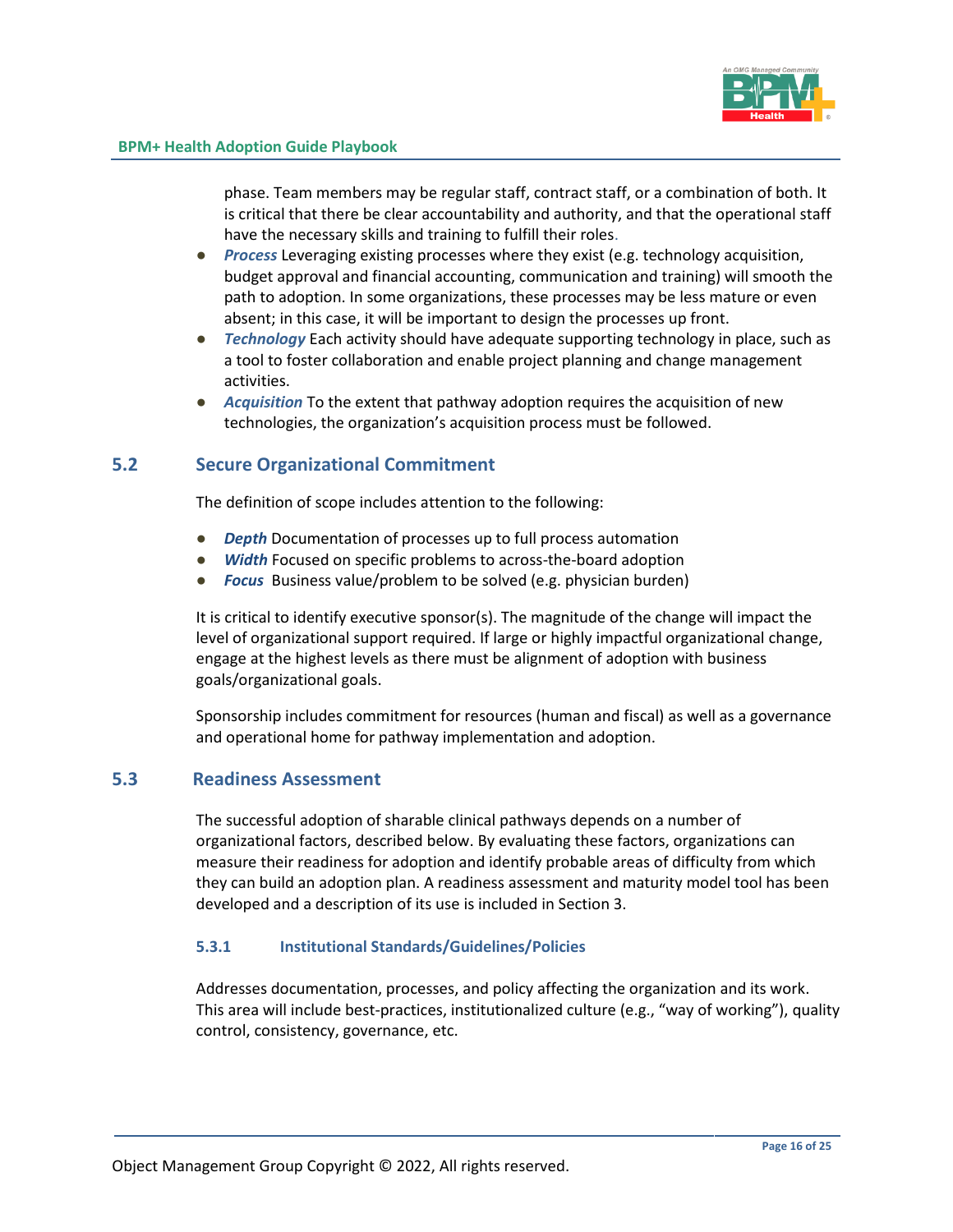phase. Team members may be regular staff, contract staff, or a combination of both. It is critical that there be clear accountability and authority, and that the operational staff have the necessary skills and training to fulfill their roles.

- ***Process*** Leveraging existing processes where they exist (e.g. technology acquisition, budget approval and financial accounting, communication and training) will smooth the path to adoption. In some organizations, these processes may be less mature or even absent; in this case, it will be important to design the processes up front.
- ***Technology*** Each activity should have adequate supporting technology in place, such as a tool to foster collaboration and enable project planning and change management activities.
- ***Acquisition*** To the extent that pathway adoption requires the acquisition of new technologies, the organization's acquisition process must be followed.

## 5.2 Secure Organizational Commitment

The definition of scope includes attention to the following:

- ***Depth*** Documentation of processes up to full process automation
- ***Width*** Focused on specific problems to across-the-board adoption
- ***Focus*** Business value/problem to be solved (e.g. physician burden)

It is critical to identify executive sponsor(s). The magnitude of the change will impact the level of organizational support required. If large or highly impactful organizational change, engage at the highest levels as there must be alignment of adoption with business goals/organizational goals.

Sponsorship includes commitment for resources (human and fiscal) as well as a governance and operational home for pathway implementation and adoption.

## 5.3 Readiness Assessment

The successful adoption of sharable clinical pathways depends on a number of organizational factors, described below. By evaluating these factors, organizations can measure their readiness for adoption and identify probable areas of difficulty from which they can build an adoption plan. A readiness assessment and maturity model tool has been developed and a description of its use is included in Section 3.

### 5.3.1 Institutional Standards/Guidelines/Policies

Addresses documentation, processes, and policy affecting the organization and its work. This area will include best-practices, institutionalized culture (e.g., "way of working"), quality control, consistency, governance, etc.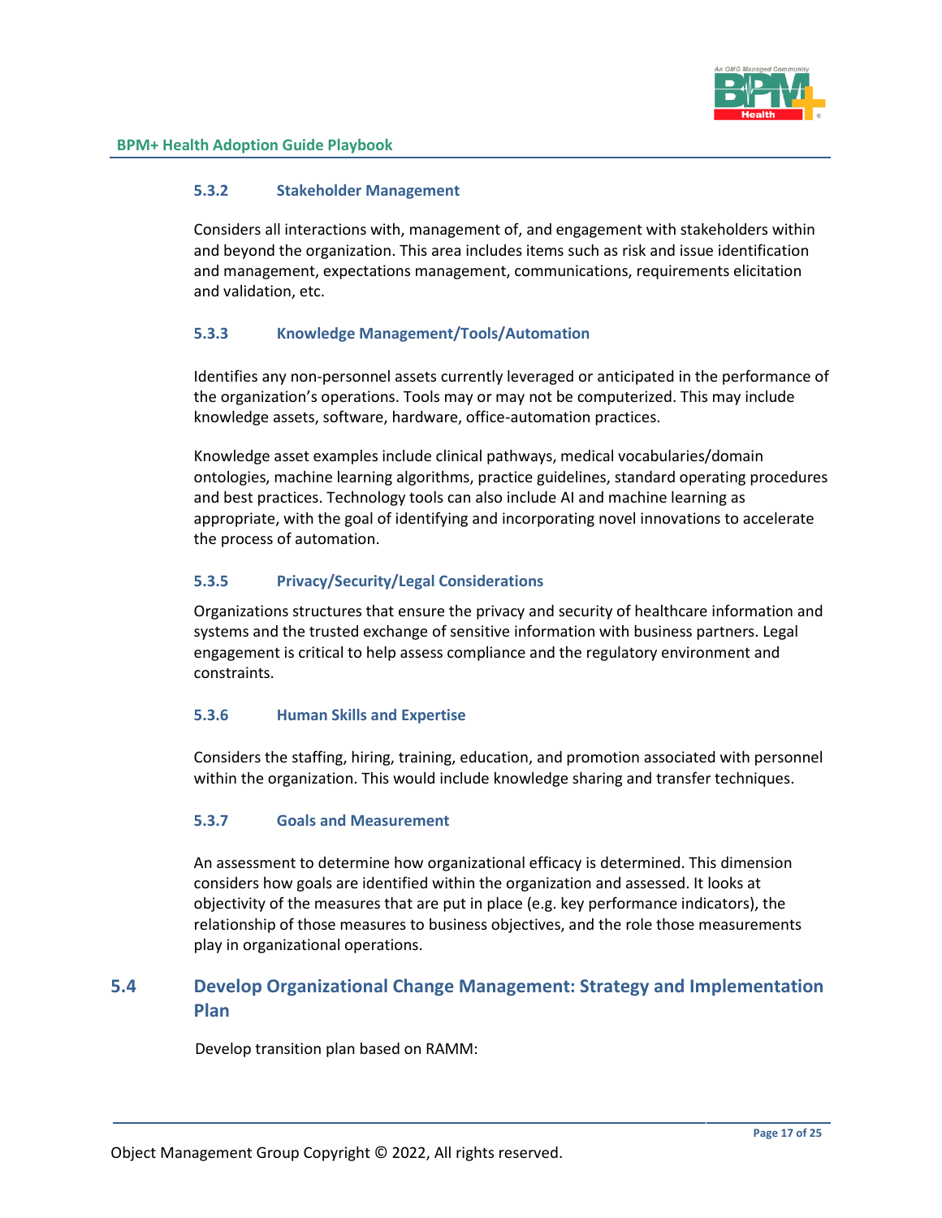### 5.3.2 Stakeholder Management

Considers all interactions with, management of, and engagement with stakeholders within and beyond the organization. This area includes items such as risk and issue identification and management, expectations management, communications, requirements elicitation and validation, etc.

### 5.3.3 Knowledge Management/Tools/Automation

Identifies any non-personnel assets currently leveraged or anticipated in the performance of the organization's operations. Tools may or may not be computerized. This may include knowledge assets, software, hardware, office-automation practices.

Knowledge asset examples include clinical pathways, medical vocabularies/domain ontologies, machine learning algorithms, practice guidelines, standard operating procedures and best practices. Technology tools can also include AI and machine learning as appropriate, with the goal of identifying and incorporating novel innovations to accelerate the process of automation.

### 5.3.5 Privacy/Security/Legal Considerations

Organizations structures that ensure the privacy and security of healthcare information and systems and the trusted exchange of sensitive information with business partners. Legal engagement is critical to help assess compliance and the regulatory environment and constraints.

### 5.3.6 Human Skills and Expertise

Considers the staffing, hiring, training, education, and promotion associated with personnel within the organization. This would include knowledge sharing and transfer techniques.

### 5.3.7 Goals and Measurement

An assessment to determine how organizational efficacy is determined. This dimension considers how goals are identified within the organization and assessed. It looks at objectivity of the measures that are put in place (e.g. key performance indicators), the relationship of those measures to business objectives, and the role those measurements play in organizational operations.

## 5.4 Develop Organizational Change Management: Strategy and Implementation Plan

Develop transition plan based on RAMM: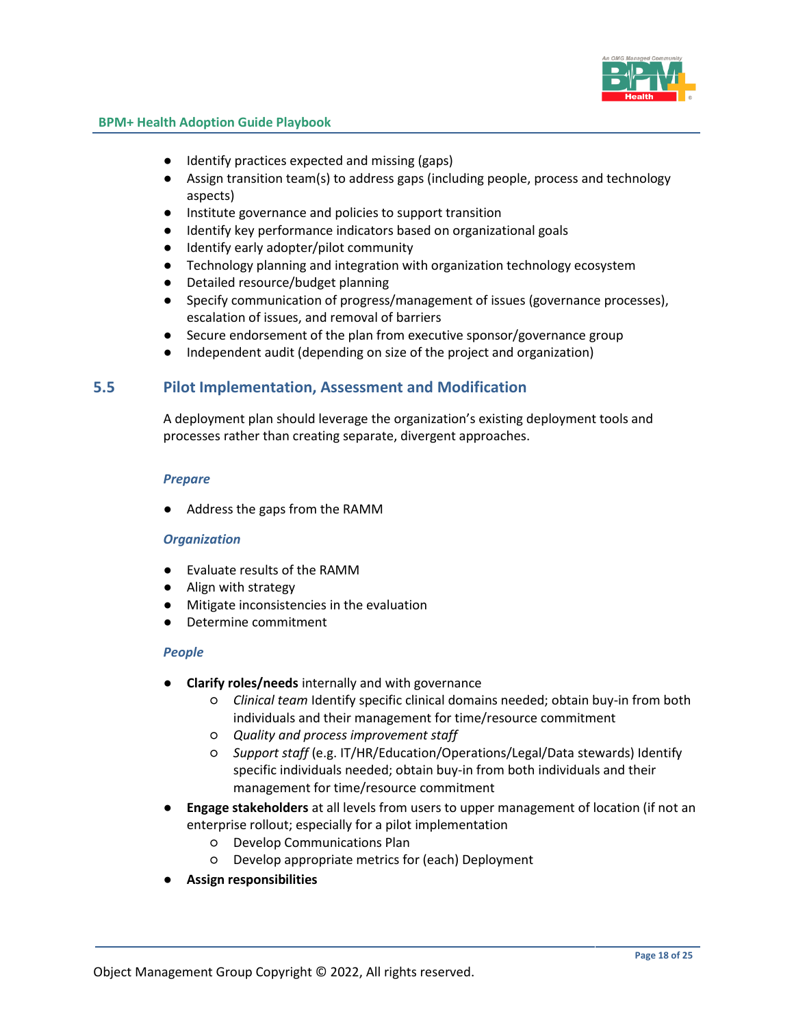- Identify practices expected and missing (gaps)
- Assign transition team(s) to address gaps (including people, process and technology aspects)
- Institute governance and policies to support transition
- Identify key performance indicators based on organizational goals
- Identify early adopter/pilot community
- Technology planning and integration with organization technology ecosystem
- Detailed resource/budget planning
- Specify communication of progress/management of issues (governance processes), escalation of issues, and removal of barriers
- Secure endorsement of the plan from executive sponsor/governance group
- Independent audit (depending on size of the project and organization)

## 5.5 Pilot Implementation, Assessment and Modification

A deployment plan should leverage the organization's existing deployment tools and processes rather than creating separate, divergent approaches.

#### *Prepare*

- Address the gaps from the RAMM

#### *Organization*

- Evaluate results of the RAMM
- Align with strategy
- Mitigate inconsistencies in the evaluation
- Determine commitment

#### *People*

- **Clarify roles/needs** internally and with governance
  - *Clinical team* Identify specific clinical domains needed; obtain buy-in from both individuals and their management for time/resource commitment
  - *Quality and process improvement staff*
  - *Support staff* (e.g. IT/HR/Education/Operations/Legal/Data stewards) Identify specific individuals needed; obtain buy-in from both individuals and their management for time/resource commitment
- **Engage stakeholders** at all levels from users to upper management of location (if not an enterprise rollout; especially for a pilot implementation
  - Develop Communications Plan
  - Develop appropriate metrics for (each) Deployment
- **Assign responsibilities**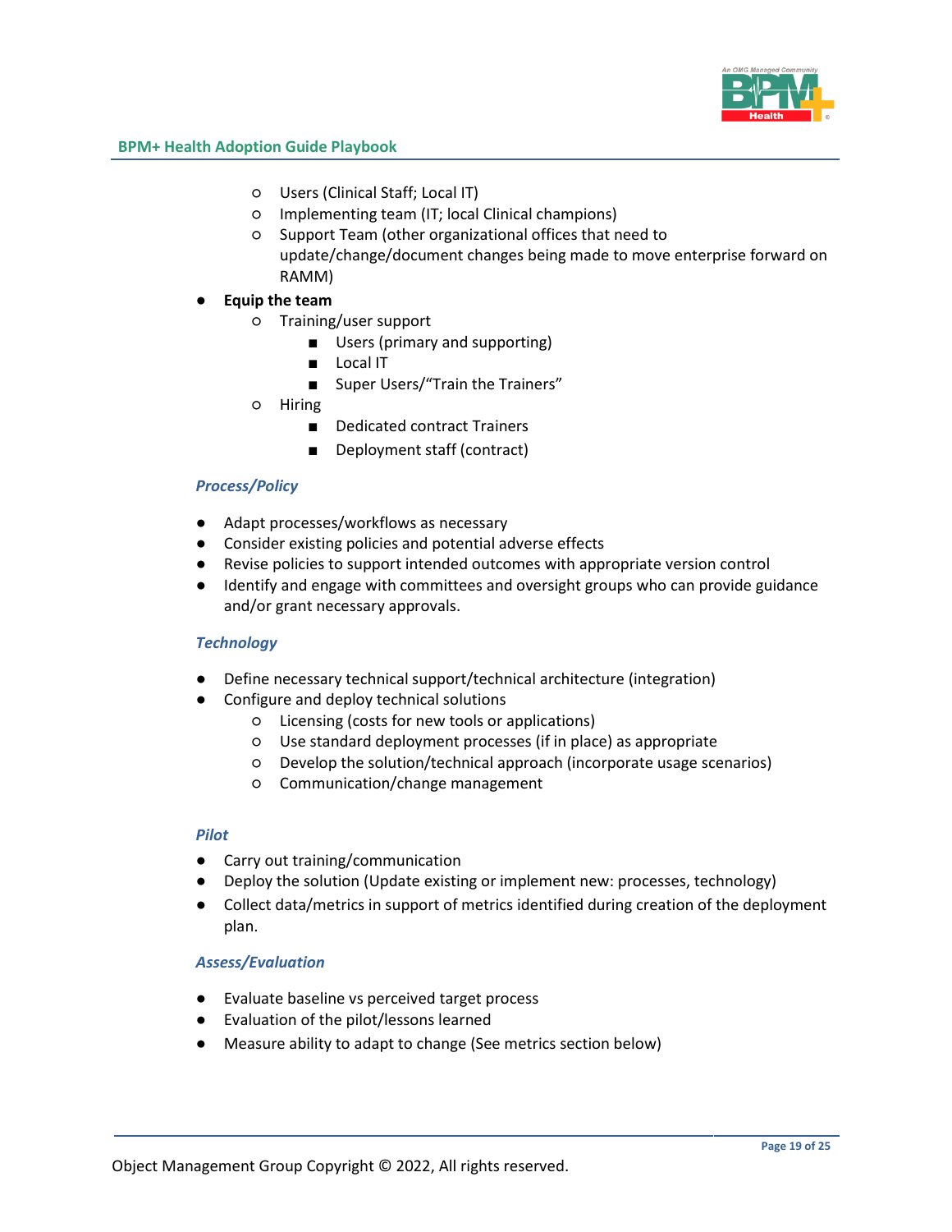- Users (Clinical Staff; Local IT)
    - Implementing team (IT; local Clinical champions)
    - Support Team (other organizational offices that need to update/change/document changes being made to move enterprise forward on RAMM)
- **Equip the team**
    - Training/user support
        - Users (primary and supporting)
        - Local IT
        - Super Users/"Train the Trainers"
    - Hiring
        - Dedicated contract Trainers
        - Deployment staff (contract)

### *Process/Policy*

- Adapt processes/workflows as necessary
- Consider existing policies and potential adverse effects
- Revise policies to support intended outcomes with appropriate version control
- Identify and engage with committees and oversight groups who can provide guidance and/or grant necessary approvals.

### *Technology*

- Define necessary technical support/technical architecture (integration)
- Configure and deploy technical solutions
    - Licensing (costs for new tools or applications)
    - Use standard deployment processes (if in place) as appropriate
    - Develop the solution/technical approach (incorporate usage scenarios)
    - Communication/change management

### *Pilot*

- Carry out training/communication
- Deploy the solution (Update existing or implement new: processes, technology)
- Collect data/metrics in support of metrics identified during creation of the deployment plan.

### *Assess/Evaluation*

- Evaluate baseline vs perceived target process
- Evaluation of the pilot/lessons learned
- Measure ability to adapt to change (See metrics section below)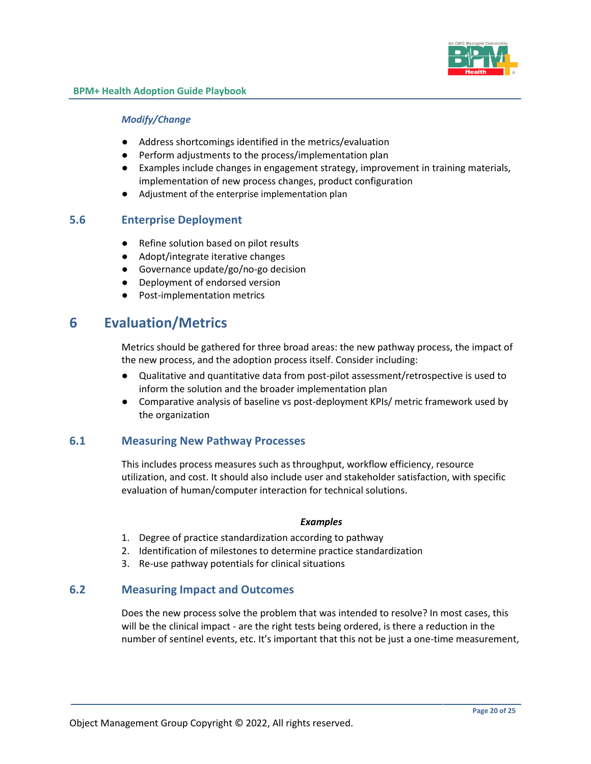*Modify/Change*

- Address shortcomings identified in the metrics/evaluation
- Perform adjustments to the process/implementation plan
- Examples include changes in engagement strategy, improvement in training materials, implementation of new process changes, product configuration
- Adjustment of the enterprise implementation plan

## 5.6 Enterprise Deployment

- Refine solution based on pilot results
- Adopt/integrate iterative changes
- Governance update/go/no-go decision
- Deployment of endorsed version
- Post-implementation metrics

# 6 Evaluation/Metrics

Metrics should be gathered for three broad areas: the new pathway process, the impact of the new process, and the adoption process itself. Consider including:

- Qualitative and quantitative data from post-pilot assessment/retrospective is used to inform the solution and the broader implementation plan
- Comparative analysis of baseline vs post-deployment KPIs/ metric framework used by the organization

## 6.1 Measuring New Pathway Processes

This includes process measures such as throughput, workflow efficiency, resource utilization, and cost. It should also include user and stakeholder satisfaction, with specific evaluation of human/computer interaction for technical solutions.

***Examples***

1. Degree of practice standardization according to pathway
2. Identification of milestones to determine practice standardization
3. Re-use pathway potentials for clinical situations

## 6.2 Measuring Impact and Outcomes

Does the new process solve the problem that was intended to resolve? In most cases, this will be the clinical impact - are the right tests being ordered, is there a reduction in the number of sentinel events, etc. It's important that this not be just a one-time measurement,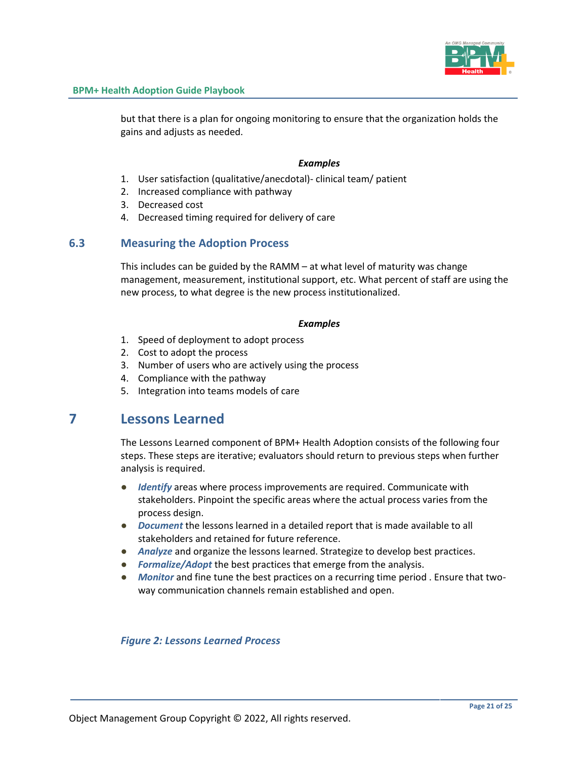but that there is a plan for ongoing monitoring to ensure that the organization holds the gains and adjusts as needed.

***Examples***

1. User satisfaction (qualitative/anecdotal)- clinical team/ patient
2. Increased compliance with pathway
3. Decreased cost
4. Decreased timing required for delivery of care

## 6.3 Measuring the Adoption Process

This includes can be guided by the RAMM – at what level of maturity was change management, measurement, institutional support, etc. What percent of staff are using the new process, to what degree is the new process institutionalized.

***Examples***

1. Speed of deployment to adopt process
2. Cost to adopt the process
3. Number of users who are actively using the process
4. Compliance with the pathway
5. Integration into teams models of care

# 7 Lessons Learned

The Lessons Learned component of BPM+ Health Adoption consists of the following four steps. These steps are iterative; evaluators should return to previous steps when further analysis is required.

- ***Identify*** areas where process improvements are required. Communicate with stakeholders. Pinpoint the specific areas where the actual process varies from the process design.
- ***Document*** the lessons learned in a detailed report that is made available to all stakeholders and retained for future reference.
- ***Analyze*** and organize the lessons learned. Strategize to develop best practices.
- ***Formalize/Adopt*** the best practices that emerge from the analysis.
- ***Monitor*** and fine tune the best practices on a recurring time period . Ensure that two-way communication channels remain established and open.

*Figure 2: Lessons Learned Process*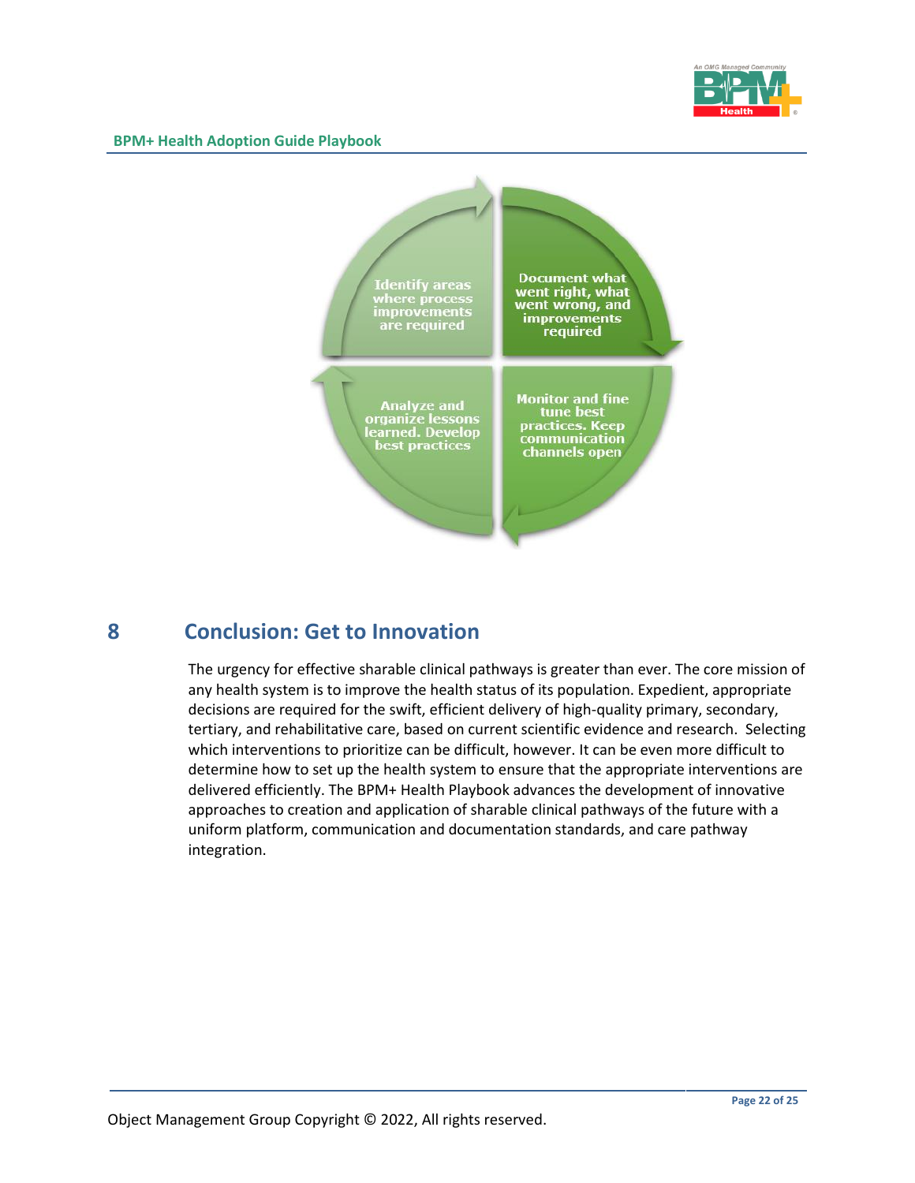Identify areas where process improvements are required

Document what went right, what went wrong, and improvements required

Monitor and fine tune best practices. Keep communication channels open

Analyze and organize lessons learned. Develop best practices

# 8 Conclusion: Get to Innovation

The urgency for effective sharable clinical pathways is greater than ever. The core mission of any health system is to improve the health status of its population. Expedient, appropriate decisions are required for the swift, efficient delivery of high-quality primary, secondary, tertiary, and rehabilitative care, based on current scientific evidence and research. Selecting which interventions to prioritize can be difficult, however. It can be even more difficult to determine how to set up the health system to ensure that the appropriate interventions are delivered efficiently. The BPM+ Health Playbook advances the development of innovative approaches to creation and application of sharable clinical pathways of the future with a uniform platform, communication and documentation standards, and care pathway integration.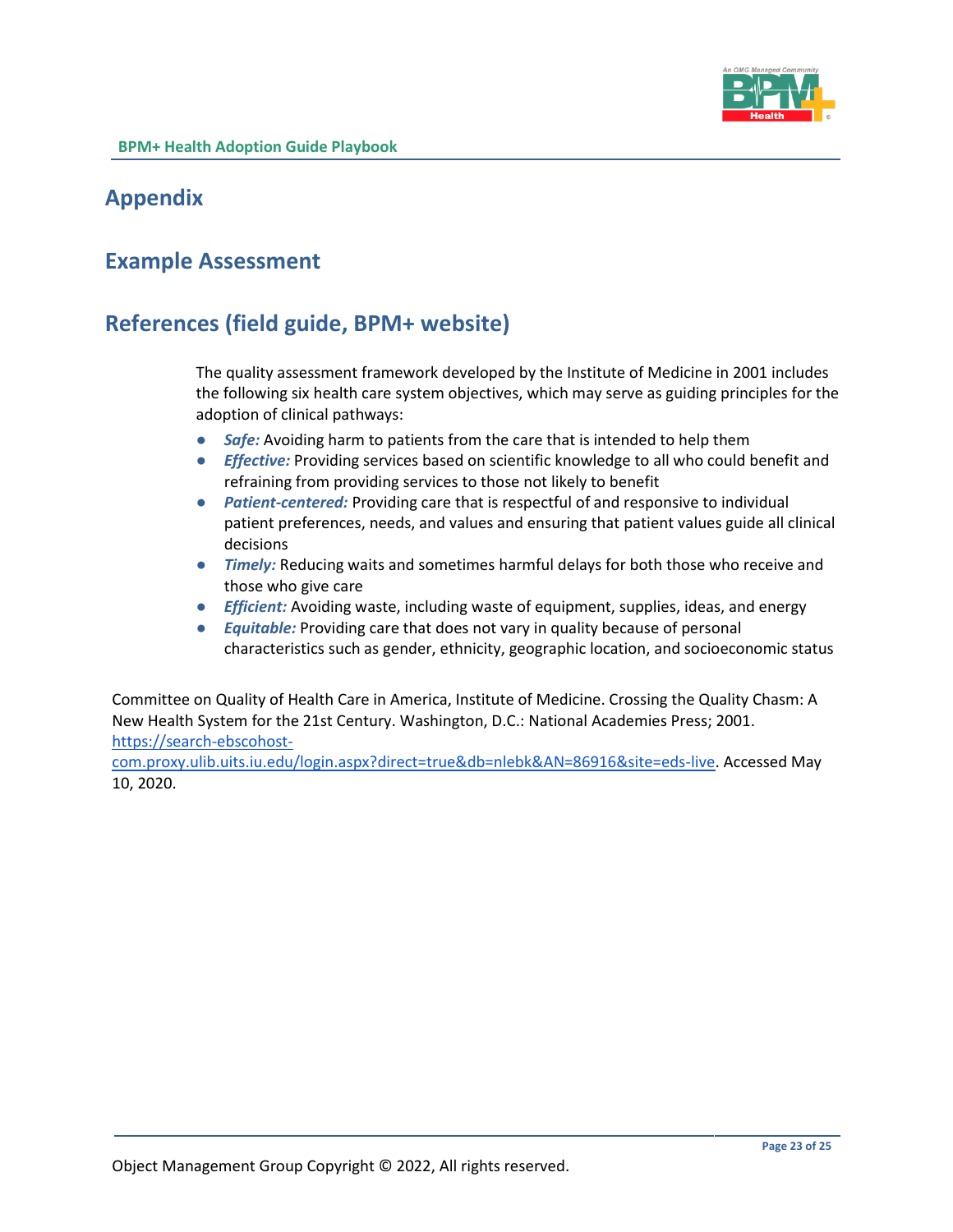# Appendix

## Example Assessment

## References (field guide, BPM+ website)

The quality assessment framework developed by the Institute of Medicine in 2001 includes the following six health care system objectives, which may serve as guiding principles for the adoption of clinical pathways:

- ***Safe:*** Avoiding harm to patients from the care that is intended to help them
- ***Effective:*** Providing services based on scientific knowledge to all who could benefit and refraining from providing services to those not likely to benefit
- ***Patient-centered:*** Providing care that is respectful of and responsive to individual patient preferences, needs, and values and ensuring that patient values guide all clinical decisions
- ***Timely:*** Reducing waits and sometimes harmful delays for both those who receive and those who give care
- ***Efficient:*** Avoiding waste, including waste of equipment, supplies, ideas, and energy
- ***Equitable:*** Providing care that does not vary in quality because of personal characteristics such as gender, ethnicity, geographic location, and socioeconomic status

Committee on Quality of Health Care in America, Institute of Medicine. Crossing the Quality Chasm: A New Health System for the 21st Century. Washington, D.C.: National Academies Press; 2001. [https://search-ebscohost-com.proxy.ulib.uits.iu.edu/login.aspx?direct=true&db=nlebk&AN=86916&site=eds-live](https://search-ebscohost-com.proxy.ulib.uits.iu.edu/login.aspx?direct=true&db=nlebk&AN=86916&site=eds-live). Accessed May 10, 2020.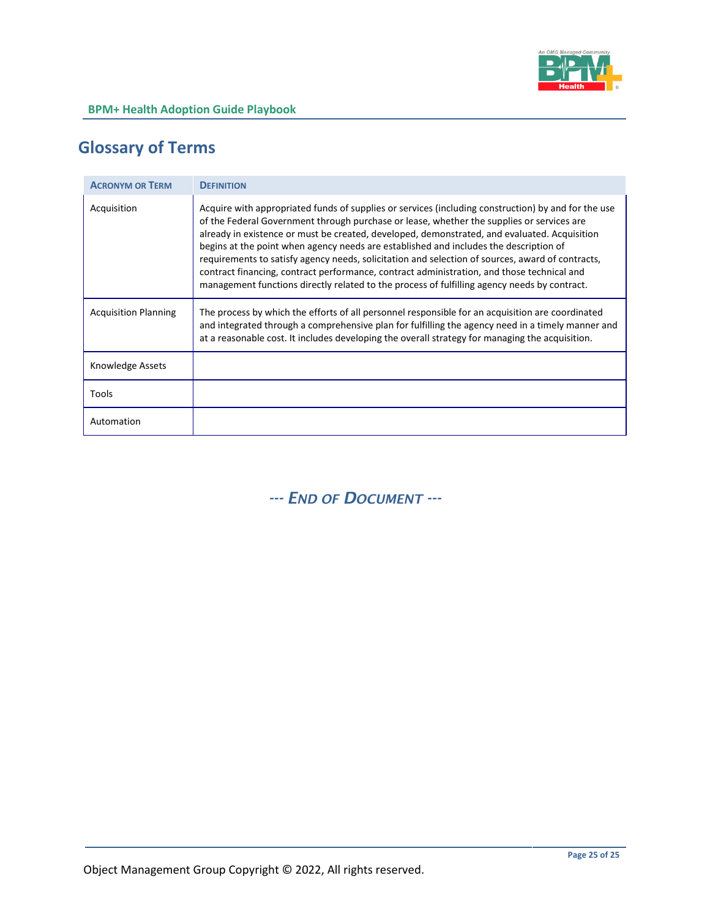## Glossary of Terms

| Acronym or Term | Definition |
| --- | --- |
| Acquisition | Acquire with appropriated funds of supplies or services (including construction) by and for the use of the Federal Government through purchase or lease, whether the supplies or services are already in existence or must be created, developed, demonstrated, and evaluated. Acquisition begins at the point when agency needs are established and includes the description of requirements to satisfy agency needs, solicitation and selection of sources, award of contracts, contract financing, contract performance, contract administration, and those technical and management functions directly related to the process of fulfilling agency needs by contract. |
| Acquisition Planning | The process by which the efforts of all personnel responsible for an acquisition are coordinated and integrated through a comprehensive plan for fulfilling the agency need in a timely manner and at a reasonable cost. It includes developing the overall strategy for managing the acquisition. |
| Knowledge Assets | |
| Tools | |
| Automation | |

***--- End of Document ---***

Object Management Group Copyright © 2022, All rights reserved.